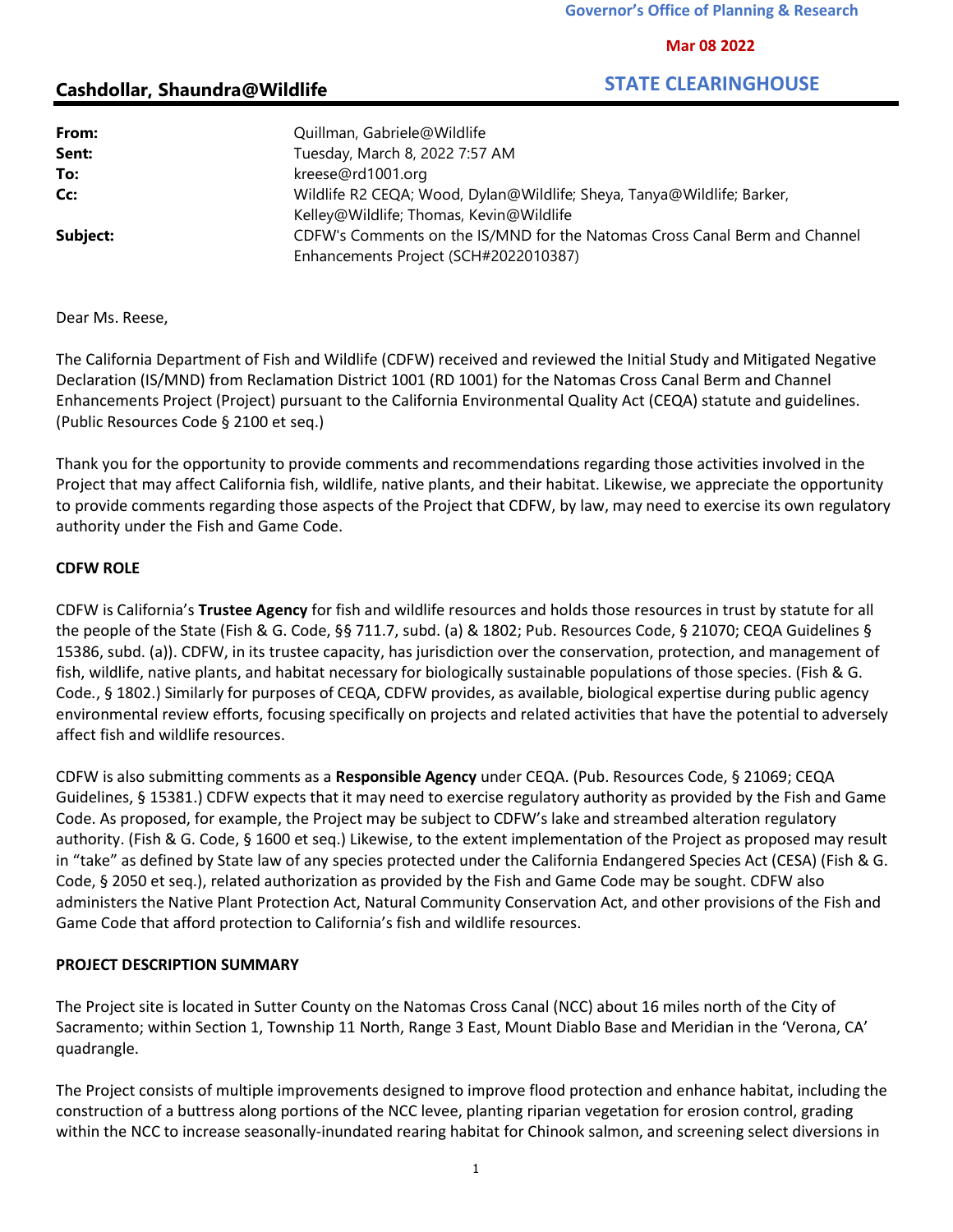Governor's Office of Planning & Research

**Mar 08 2022**

**STATE CLEARINGHOUSE**

## Cashdollar, Shaundra@Wildlife

| | |
|---|---|
| **From:** | Quillman, Gabriele@Wildlife |
| **Sent:** | Tuesday, March 8, 2022 7:57 AM |
| **To:** | kreese@rd1001.org |
| **Cc:** | Wildlife R2 CEQA; Wood, Dylan@Wildlife; Sheya, Tanya@Wildlife; Barker, Kelley@Wildlife; Thomas, Kevin@Wildlife |
| **Subject:** | CDFW's Comments on the IS/MND for the Natomas Cross Canal Berm and Channel Enhancements Project (SCH#2022010387) |

Dear Ms. Reese,

The California Department of Fish and Wildlife (CDFW) received and reviewed the Initial Study and Mitigated Negative Declaration (IS/MND) from Reclamation District 1001 (RD 1001) for the Natomas Cross Canal Berm and Channel Enhancements Project (Project) pursuant to the California Environmental Quality Act (CEQA) statute and guidelines. (Public Resources Code § 2100 et seq.)

Thank you for the opportunity to provide comments and recommendations regarding those activities involved in the Project that may affect California fish, wildlife, native plants, and their habitat. Likewise, we appreciate the opportunity to provide comments regarding those aspects of the Project that CDFW, by law, may need to exercise its own regulatory authority under the Fish and Game Code.

**CDFW ROLE**

CDFW is California's **Trustee Agency** for fish and wildlife resources and holds those resources in trust by statute for all the people of the State (Fish & G. Code, §§ 711.7, subd. (a) & 1802; Pub. Resources Code, § 21070; CEQA Guidelines § 15386, subd. (a)). CDFW, in its trustee capacity, has jurisdiction over the conservation, protection, and management of fish, wildlife, native plants, and habitat necessary for biologically sustainable populations of those species. (Fish & G. Code., § 1802.) Similarly for purposes of CEQA, CDFW provides, as available, biological expertise during public agency environmental review efforts, focusing specifically on projects and related activities that have the potential to adversely affect fish and wildlife resources.

CDFW is also submitting comments as a **Responsible Agency** under CEQA. (Pub. Resources Code, § 21069; CEQA Guidelines, § 15381.) CDFW expects that it may need to exercise regulatory authority as provided by the Fish and Game Code. As proposed, for example, the Project may be subject to CDFW's lake and streambed alteration regulatory authority. (Fish & G. Code, § 1600 et seq.) Likewise, to the extent implementation of the Project as proposed may result in "take" as defined by State law of any species protected under the California Endangered Species Act (CESA) (Fish & G. Code, § 2050 et seq.), related authorization as provided by the Fish and Game Code may be sought. CDFW also administers the Native Plant Protection Act, Natural Community Conservation Act, and other provisions of the Fish and Game Code that afford protection to California's fish and wildlife resources.

**PROJECT DESCRIPTION SUMMARY**

The Project site is located in Sutter County on the Natomas Cross Canal (NCC) about 16 miles north of the City of Sacramento; within Section 1, Township 11 North, Range 3 East, Mount Diablo Base and Meridian in the 'Verona, CA' quadrangle.

The Project consists of multiple improvements designed to improve flood protection and enhance habitat, including the construction of a buttress along portions of the NCC levee, planting riparian vegetation for erosion control, grading within the NCC to increase seasonally-inundated rearing habitat for Chinook salmon, and screening select diversions in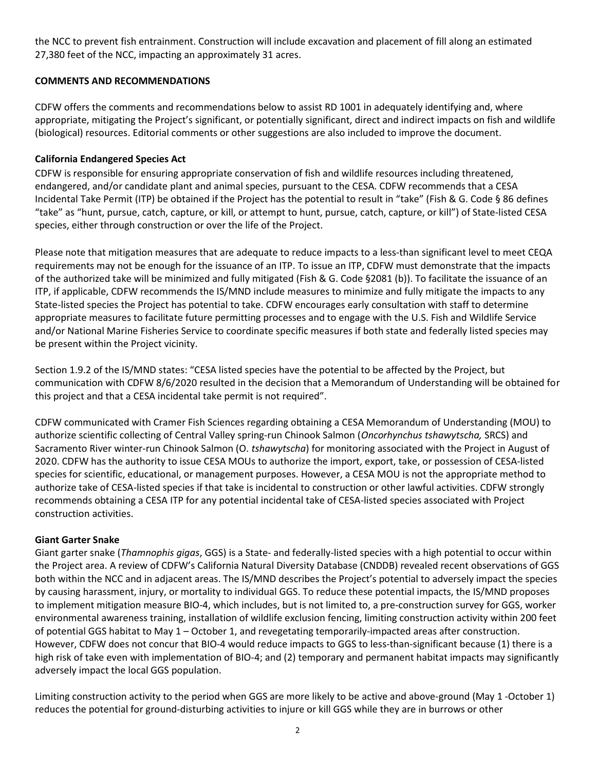the NCC to prevent fish entrainment. Construction will include excavation and placement of fill along an estimated 27,380 feet of the NCC, impacting an approximately 31 acres.

## COMMENTS AND RECOMMENDATIONS

CDFW offers the comments and recommendations below to assist RD 1001 in adequately identifying and, where appropriate, mitigating the Project's significant, or potentially significant, direct and indirect impacts on fish and wildlife (biological) resources. Editorial comments or other suggestions are also included to improve the document.

### California Endangered Species Act

CDFW is responsible for ensuring appropriate conservation of fish and wildlife resources including threatened, endangered, and/or candidate plant and animal species, pursuant to the CESA. CDFW recommends that a CESA Incidental Take Permit (ITP) be obtained if the Project has the potential to result in "take" (Fish & G. Code § 86 defines "take" as "hunt, pursue, catch, capture, or kill, or attempt to hunt, pursue, catch, capture, or kill") of State-listed CESA species, either through construction or over the life of the Project.

Please note that mitigation measures that are adequate to reduce impacts to a less-than significant level to meet CEQA requirements may not be enough for the issuance of an ITP. To issue an ITP, CDFW must demonstrate that the impacts of the authorized take will be minimized and fully mitigated (Fish & G. Code §2081 (b)). To facilitate the issuance of an ITP, if applicable, CDFW recommends the IS/MND include measures to minimize and fully mitigate the impacts to any State-listed species the Project has potential to take. CDFW encourages early consultation with staff to determine appropriate measures to facilitate future permitting processes and to engage with the U.S. Fish and Wildlife Service and/or National Marine Fisheries Service to coordinate specific measures if both state and federally listed species may be present within the Project vicinity.

Section 1.9.2 of the IS/MND states: "CESA listed species have the potential to be affected by the Project, but communication with CDFW 8/6/2020 resulted in the decision that a Memorandum of Understanding will be obtained for this project and that a CESA incidental take permit is not required".

CDFW communicated with Cramer Fish Sciences regarding obtaining a CESA Memorandum of Understanding (MOU) to authorize scientific collecting of Central Valley spring-run Chinook Salmon (*Oncorhynchus tshawytscha,* SRCS) and Sacramento River winter-run Chinook Salmon (O. *tshawytscha*) for monitoring associated with the Project in August of 2020. CDFW has the authority to issue CESA MOUs to authorize the import, export, take, or possession of CESA-listed species for scientific, educational, or management purposes. However, a CESA MOU is not the appropriate method to authorize take of CESA-listed species if that take is incidental to construction or other lawful activities. CDFW strongly recommends obtaining a CESA ITP for any potential incidental take of CESA-listed species associated with Project construction activities.

### Giant Garter Snake

Giant garter snake (*Thamnophis gigas*, GGS) is a State- and federally-listed species with a high potential to occur within the Project area. A review of CDFW's California Natural Diversity Database (CNDDB) revealed recent observations of GGS both within the NCC and in adjacent areas. The IS/MND describes the Project's potential to adversely impact the species by causing harassment, injury, or mortality to individual GGS. To reduce these potential impacts, the IS/MND proposes to implement mitigation measure BIO-4, which includes, but is not limited to, a pre-construction survey for GGS, worker environmental awareness training, installation of wildlife exclusion fencing, limiting construction activity within 200 feet of potential GGS habitat to May 1 – October 1, and revegetating temporarily-impacted areas after construction. However, CDFW does not concur that BIO-4 would reduce impacts to GGS to less-than-significant because (1) there is a high risk of take even with implementation of BIO-4; and (2) temporary and permanent habitat impacts may significantly adversely impact the local GGS population.

Limiting construction activity to the period when GGS are more likely to be active and above-ground (May 1 -October 1) reduces the potential for ground-disturbing activities to injure or kill GGS while they are in burrows or other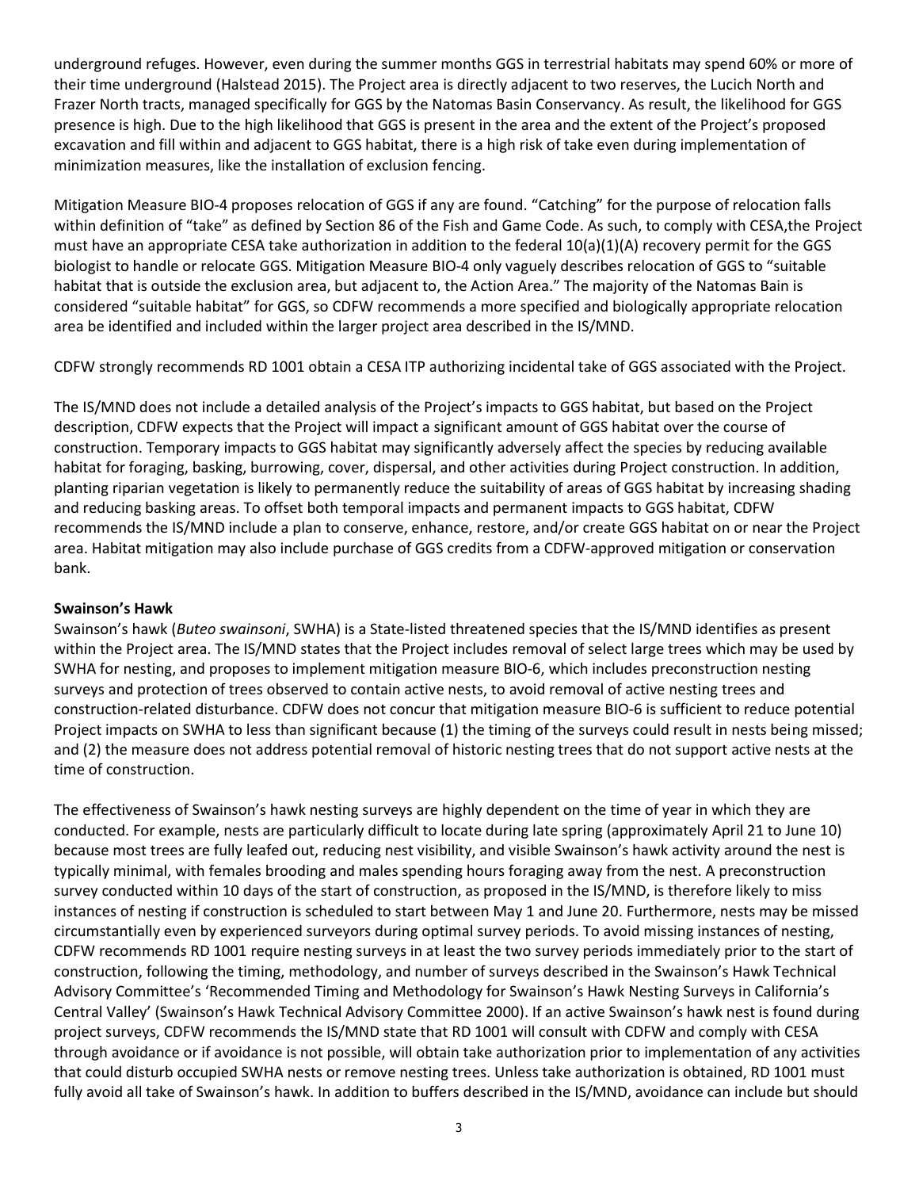underground refuges. However, even during the summer months GGS in terrestrial habitats may spend 60% or more of their time underground (Halstead 2015). The Project area is directly adjacent to two reserves, the Lucich North and Frazer North tracts, managed specifically for GGS by the Natomas Basin Conservancy. As result, the likelihood for GGS presence is high. Due to the high likelihood that GGS is present in the area and the extent of the Project's proposed excavation and fill within and adjacent to GGS habitat, there is a high risk of take even during implementation of minimization measures, like the installation of exclusion fencing.

Mitigation Measure BIO-4 proposes relocation of GGS if any are found. "Catching" for the purpose of relocation falls within definition of "take" as defined by Section 86 of the Fish and Game Code. As such, to comply with CESA,the Project must have an appropriate CESA take authorization in addition to the federal 10(a)(1)(A) recovery permit for the GGS biologist to handle or relocate GGS. Mitigation Measure BIO-4 only vaguely describes relocation of GGS to "suitable habitat that is outside the exclusion area, but adjacent to, the Action Area." The majority of the Natomas Bain is considered "suitable habitat" for GGS, so CDFW recommends a more specified and biologically appropriate relocation area be identified and included within the larger project area described in the IS/MND.

CDFW strongly recommends RD 1001 obtain a CESA ITP authorizing incidental take of GGS associated with the Project.

The IS/MND does not include a detailed analysis of the Project's impacts to GGS habitat, but based on the Project description, CDFW expects that the Project will impact a significant amount of GGS habitat over the course of construction. Temporary impacts to GGS habitat may significantly adversely affect the species by reducing available habitat for foraging, basking, burrowing, cover, dispersal, and other activities during Project construction. In addition, planting riparian vegetation is likely to permanently reduce the suitability of areas of GGS habitat by increasing shading and reducing basking areas. To offset both temporal impacts and permanent impacts to GGS habitat, CDFW recommends the IS/MND include a plan to conserve, enhance, restore, and/or create GGS habitat on or near the Project area. Habitat mitigation may also include purchase of GGS credits from a CDFW-approved mitigation or conservation bank.

**Swainson's Hawk**

Swainson's hawk (*Buteo swainsoni*, SWHA) is a State-listed threatened species that the IS/MND identifies as present within the Project area. The IS/MND states that the Project includes removal of select large trees which may be used by SWHA for nesting, and proposes to implement mitigation measure BIO-6, which includes preconstruction nesting surveys and protection of trees observed to contain active nests, to avoid removal of active nesting trees and construction-related disturbance. CDFW does not concur that mitigation measure BIO-6 is sufficient to reduce potential Project impacts on SWHA to less than significant because (1) the timing of the surveys could result in nests being missed; and (2) the measure does not address potential removal of historic nesting trees that do not support active nests at the time of construction.

The effectiveness of Swainson's hawk nesting surveys are highly dependent on the time of year in which they are conducted. For example, nests are particularly difficult to locate during late spring (approximately April 21 to June 10) because most trees are fully leafed out, reducing nest visibility, and visible Swainson's hawk activity around the nest is typically minimal, with females brooding and males spending hours foraging away from the nest. A preconstruction survey conducted within 10 days of the start of construction, as proposed in the IS/MND, is therefore likely to miss instances of nesting if construction is scheduled to start between May 1 and June 20. Furthermore, nests may be missed circumstantially even by experienced surveyors during optimal survey periods. To avoid missing instances of nesting, CDFW recommends RD 1001 require nesting surveys in at least the two survey periods immediately prior to the start of construction, following the timing, methodology, and number of surveys described in the Swainson's Hawk Technical Advisory Committee's 'Recommended Timing and Methodology for Swainson's Hawk Nesting Surveys in California's Central Valley' (Swainson's Hawk Technical Advisory Committee 2000). If an active Swainson's hawk nest is found during project surveys, CDFW recommends the IS/MND state that RD 1001 will consult with CDFW and comply with CESA through avoidance or if avoidance is not possible, will obtain take authorization prior to implementation of any activities that could disturb occupied SWHA nests or remove nesting trees. Unless take authorization is obtained, RD 1001 must fully avoid all take of Swainson's hawk. In addition to buffers described in the IS/MND, avoidance can include but should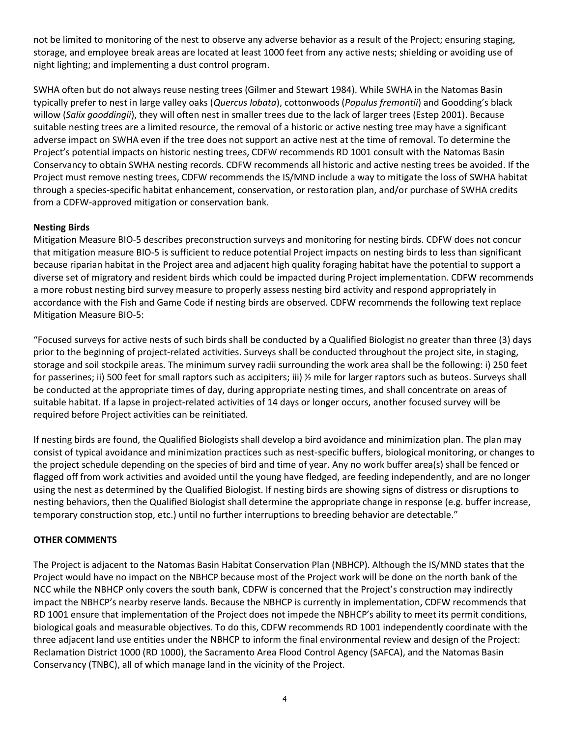not be limited to monitoring of the nest to observe any adverse behavior as a result of the Project; ensuring staging, storage, and employee break areas are located at least 1000 feet from any active nests; shielding or avoiding use of night lighting; and implementing a dust control program.

SWHA often but do not always reuse nesting trees (Gilmer and Stewart 1984). While SWHA in the Natomas Basin typically prefer to nest in large valley oaks (*Quercus lobata*), cottonwoods (*Populus fremontii*) and Goodding's black willow (*Salix gooddingii*), they will often nest in smaller trees due to the lack of larger trees (Estep 2001). Because suitable nesting trees are a limited resource, the removal of a historic or active nesting tree may have a significant adverse impact on SWHA even if the tree does not support an active nest at the time of removal. To determine the Project's potential impacts on historic nesting trees, CDFW recommends RD 1001 consult with the Natomas Basin Conservancy to obtain SWHA nesting records. CDFW recommends all historic and active nesting trees be avoided. If the Project must remove nesting trees, CDFW recommends the IS/MND include a way to mitigate the loss of SWHA habitat through a species-specific habitat enhancement, conservation, or restoration plan, and/or purchase of SWHA credits from a CDFW-approved mitigation or conservation bank.

**Nesting Birds**

Mitigation Measure BIO-5 describes preconstruction surveys and monitoring for nesting birds. CDFW does not concur that mitigation measure BIO-5 is sufficient to reduce potential Project impacts on nesting birds to less than significant because riparian habitat in the Project area and adjacent high quality foraging habitat have the potential to support a diverse set of migratory and resident birds which could be impacted during Project implementation. CDFW recommends a more robust nesting bird survey measure to properly assess nesting bird activity and respond appropriately in accordance with the Fish and Game Code if nesting birds are observed. CDFW recommends the following text replace Mitigation Measure BIO-5:

"Focused surveys for active nests of such birds shall be conducted by a Qualified Biologist no greater than three (3) days prior to the beginning of project-related activities. Surveys shall be conducted throughout the project site, in staging, storage and soil stockpile areas. The minimum survey radii surrounding the work area shall be the following: i) 250 feet for passerines; ii) 500 feet for small raptors such as accipiters; iii) ½ mile for larger raptors such as buteos. Surveys shall be conducted at the appropriate times of day, during appropriate nesting times, and shall concentrate on areas of suitable habitat. If a lapse in project-related activities of 14 days or longer occurs, another focused survey will be required before Project activities can be reinitiated.

If nesting birds are found, the Qualified Biologists shall develop a bird avoidance and minimization plan. The plan may consist of typical avoidance and minimization practices such as nest-specific buffers, biological monitoring, or changes to the project schedule depending on the species of bird and time of year. Any no work buffer area(s) shall be fenced or flagged off from work activities and avoided until the young have fledged, are feeding independently, and are no longer using the nest as determined by the Qualified Biologist. If nesting birds are showing signs of distress or disruptions to nesting behaviors, then the Qualified Biologist shall determine the appropriate change in response (e.g. buffer increase, temporary construction stop, etc.) until no further interruptions to breeding behavior are detectable."

**OTHER COMMENTS**

The Project is adjacent to the Natomas Basin Habitat Conservation Plan (NBHCP). Although the IS/MND states that the Project would have no impact on the NBHCP because most of the Project work will be done on the north bank of the NCC while the NBHCP only covers the south bank, CDFW is concerned that the Project's construction may indirectly impact the NBHCP's nearby reserve lands. Because the NBHCP is currently in implementation, CDFW recommends that RD 1001 ensure that implementation of the Project does not impede the NBHCP's ability to meet its permit conditions, biological goals and measurable objectives. To do this, CDFW recommends RD 1001 independently coordinate with the three adjacent land use entities under the NBHCP to inform the final environmental review and design of the Project: Reclamation District 1000 (RD 1000), the Sacramento Area Flood Control Agency (SAFCA), and the Natomas Basin Conservancy (TNBC), all of which manage land in the vicinity of the Project.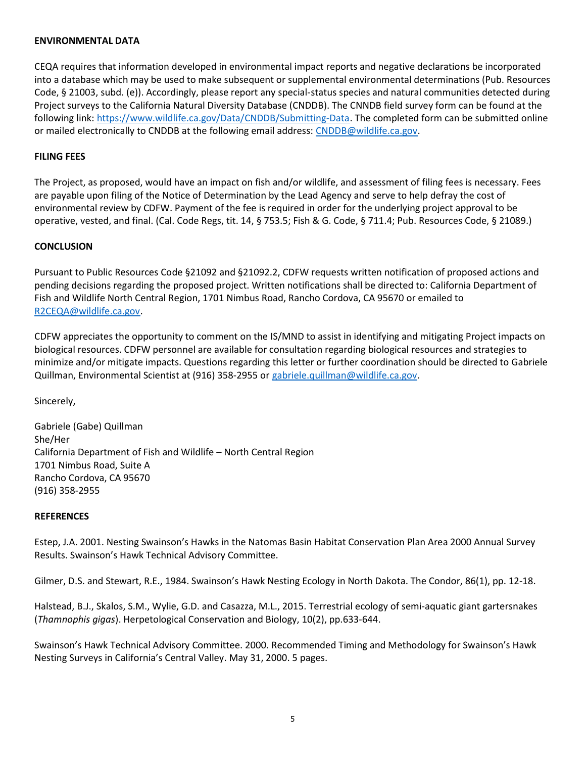**ENVIRONMENTAL DATA**

CEQA requires that information developed in environmental impact reports and negative declarations be incorporated into a database which may be used to make subsequent or supplemental environmental determinations (Pub. Resources Code, § 21003, subd. (e)). Accordingly, please report any special-status species and natural communities detected during Project surveys to the California Natural Diversity Database (CNDDB). The CNNDB field survey form can be found at the following link: https://www.wildlife.ca.gov/Data/CNDDB/Submitting-Data. The completed form can be submitted online or mailed electronically to CNDDB at the following email address: CNDDB@wildlife.ca.gov.

**FILING FEES**

The Project, as proposed, would have an impact on fish and/or wildlife, and assessment of filing fees is necessary. Fees are payable upon filing of the Notice of Determination by the Lead Agency and serve to help defray the cost of environmental review by CDFW. Payment of the fee is required in order for the underlying project approval to be operative, vested, and final. (Cal. Code Regs, tit. 14, § 753.5; Fish & G. Code, § 711.4; Pub. Resources Code, § 21089.)

**CONCLUSION**

Pursuant to Public Resources Code §21092 and §21092.2, CDFW requests written notification of proposed actions and pending decisions regarding the proposed project. Written notifications shall be directed to: California Department of Fish and Wildlife North Central Region, 1701 Nimbus Road, Rancho Cordova, CA 95670 or emailed to R2CEQA@wildlife.ca.gov.

CDFW appreciates the opportunity to comment on the IS/MND to assist in identifying and mitigating Project impacts on biological resources. CDFW personnel are available for consultation regarding biological resources and strategies to minimize and/or mitigate impacts. Questions regarding this letter or further coordination should be directed to Gabriele Quillman, Environmental Scientist at (916) 358-2955 or gabriele.quillman@wildlife.ca.gov.

Sincerely,

Gabriele (Gabe) Quillman
She/Her
California Department of Fish and Wildlife – North Central Region
1701 Nimbus Road, Suite A
Rancho Cordova, CA 95670
(916) 358-2955

**REFERENCES**

Estep, J.A. 2001. Nesting Swainson's Hawks in the Natomas Basin Habitat Conservation Plan Area 2000 Annual Survey Results. Swainson's Hawk Technical Advisory Committee.

Gilmer, D.S. and Stewart, R.E., 1984. Swainson's Hawk Nesting Ecology in North Dakota. The Condor, 86(1), pp. 12-18.

Halstead, B.J., Skalos, S.M., Wylie, G.D. and Casazza, M.L., 2015. Terrestrial ecology of semi-aquatic giant gartersnakes (*Thamnophis gigas*). Herpetological Conservation and Biology, 10(2), pp.633-644.

Swainson's Hawk Technical Advisory Committee. 2000. Recommended Timing and Methodology for Swainson's Hawk Nesting Surveys in California's Central Valley. May 31, 2000. 5 pages.